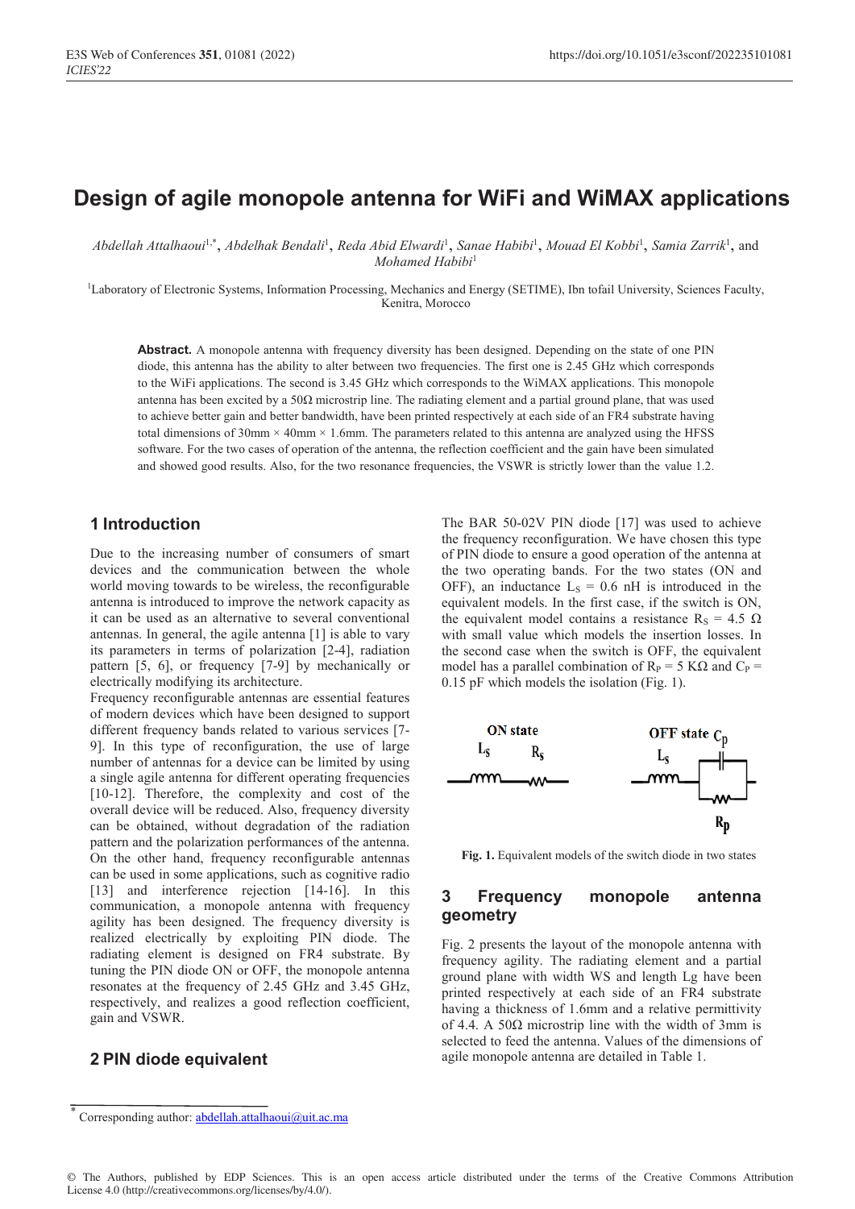# Design of agile monopole antenna for WiFi and WiMAX applications

*Abdellah Attalhaoui*[1,*], *Abdelhak Bendali*[1], *Reda Abid Elwardi*[1], *Sanae Habibi*[1], *Mouad El Kobbi*[1], *Samia Zarrik*[1], and *Mohamed Habibi*[1]

[1]Laboratory of Electronic Systems, Information Processing, Mechanics and Energy (SETIME), Ibn tofail University, Sciences Faculty, Kenitra, Morocco

**Abstract.** A monopole antenna with frequency diversity has been designed. Depending on the state of one PIN diode, this antenna has the ability to alter between two frequencies. The first one is 2.45 GHz which corresponds to the WiFi applications. The second is 3.45 GHz which corresponds to the WiMAX applications. This monopole antenna has been excited by a 50Ω microstrip line. The radiating element and a partial ground plane, that was used to achieve better gain and better bandwidth, have been printed respectively at each side of an FR4 substrate having total dimensions of 30mm × 40mm × 1.6mm. The parameters related to this antenna are analyzed using the HFSS software. For the two cases of operation of the antenna, the reflection coefficient and the gain have been simulated and showed good results. Also, for the two resonance frequencies, the VSWR is strictly lower than the value 1.2.

## 1 Introduction

Due to the increasing number of consumers of smart devices and the communication between the whole world moving towards to be wireless, the reconfigurable antenna is introduced to improve the network capacity as it can be used as an alternative to several conventional antennas. In general, the agile antenna [1] is able to vary its parameters in terms of polarization [2-4], radiation pattern [5, 6], or frequency [7-9] by mechanically or electrically modifying its architecture.

Frequency reconfigurable antennas are essential features of modern devices which have been designed to support different frequency bands related to various services [7-9]. In this type of reconfiguration, the use of large number of antennas for a device can be limited by using a single agile antenna for different operating frequencies [10-12]. Therefore, the complexity and cost of the overall device will be reduced. Also, frequency diversity can be obtained, without degradation of the radiation pattern and the polarization performances of the antenna. On the other hand, frequency reconfigurable antennas can be used in some applications, such as cognitive radio [13] and interference rejection [14-16]. In this communication, a monopole antenna with frequency agility has been designed. The frequency diversity is realized electrically by exploiting PIN diode. The radiating element is designed on FR4 substrate. By tuning the PIN diode ON or OFF, the monopole antenna resonates at the frequency of 2.45 GHz and 3.45 GHz, respectively, and realizes a good reflection coefficient, gain and VSWR.

## 2 PIN diode equivalent

The BAR 50-02V PIN diode [17] was used to achieve the frequency reconfiguration. We have chosen this type of PIN diode to ensure a good operation of the antenna at the two operating bands. For the two states (ON and OFF), an inductance $L_S$ = 0.6 nH is introduced in the equivalent models. In the first case, if the switch is ON, the equivalent model contains a resistance $R_S$ = 4.5 Ω with small value which models the insertion losses. In the second case when the switch is OFF, the equivalent model has a parallel combination of $R_P$ = 5 KΩ and $C_P$ = 0.15 pF which models the isolation (Fig. 1).

**Fig. 1.** Equivalent models of the switch diode in two states

## 3 Frequency monopole antenna geometry

Fig. 2 presents the layout of the monopole antenna with frequency agility. The radiating element and a partial ground plane with width WS and length Lg have been printed respectively at each side of an FR4 substrate having a thickness of 1.6mm and a relative permittivity of 4.4. A 50Ω microstrip line with the width of 3mm is selected to feed the antenna. Values of the dimensions of agile monopole antenna are detailed in Table 1.

* Corresponding author: abdellah.attalhaoui@uit.ac.ma

© The Authors, published by EDP Sciences. This is an open access article distributed under the terms of the Creative Commons Attribution License 4.0 (http://creativecommons.org/licenses/by/4.0/).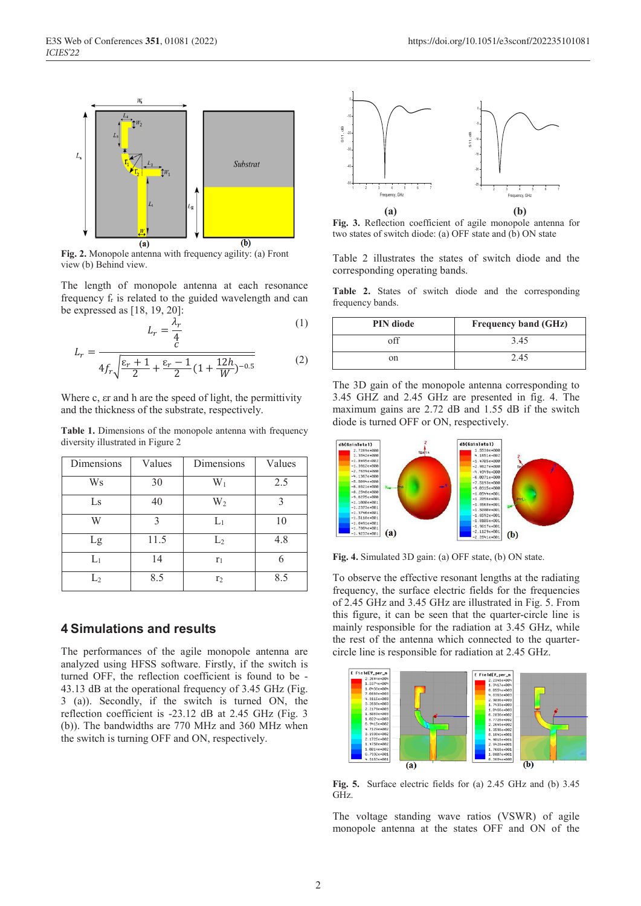Fig. 2. Monopole antenna with frequency agility: (a) Front view (b) Behind view.

The length of monopole antenna at each resonance frequency $f_r$ is related to the guided wavelength and can be expressed as [18, 19, 20]:

$$L_r = \frac{\lambda_r}{4} \tag{1}$$

$$L_r = \frac{c}{4f_r\sqrt{\frac{\varepsilon_r+1}{2}+\frac{\varepsilon_r-1}{2}(1+\frac{12h}{W})^{-0.5}}} \tag{2}$$

Where c, εr and h are the speed of light, the permittivity and the thickness of the substrate, respectively.

**Table 1.** Dimensions of the monopole antenna with frequency diversity illustrated in Figure 2

| Dimensions | Values | Dimensions | Values |
|---|---|---|---|
| Ws | 30 | $W_1$ | 2.5 |
| Ls | 40 | $W_2$ | 3 |
| W | 3 | $L_1$ | 10 |
| Lg | 11.5 | $L_2$ | 4.8 |
| $L_1$ | 14 | $r_1$ | 6 |
| $L_2$ | 8.5 | $r_2$ | 8.5 |

## 4 Simulations and results

The performances of the agile monopole antenna are analyzed using HFSS software. Firstly, if the switch is turned OFF, the reflection coefficient is found to be -43.13 dB at the operational frequency of 3.45 GHz (Fig. 3 (a)). Secondly, if the switch is turned ON, the reflection coefficient is -23.12 dB at 2.45 GHz (Fig. 3 (b)). The bandwidths are 770 MHz and 360 MHz when the switch is turning OFF and ON, respectively.

**Fig. 3.** Reflection coefficient of agile monopole antenna for two states of switch diode: (a) OFF state and (b) ON state

Table 2 illustrates the states of switch diode and the corresponding operating bands.

**Table 2.** States of switch diode and the corresponding frequency bands.

| PIN diode | Frequency band (GHz) |
|---|---|
| off | 3.45 |
| on | 2.45 |

The 3D gain of the monopole antenna corresponding to 3.45 GHZ and 2.45 GHz are presented in fig. 4. The maximum gains are 2.72 dB and 1.55 dB if the switch diode is turned OFF or ON, respectively.

**Fig. 4.** Simulated 3D gain: (a) OFF state, (b) ON state.

To observe the effective resonant lengths at the radiating frequency, the surface electric fields for the frequencies of 2.45 GHz and 3.45 GHz are illustrated in Fig. 5. From this figure, it can be seen that the quarter-circle line is mainly responsible for the radiation at 3.45 GHz, while the rest of the antenna which connected to the quarter-circle line is responsible for radiation at 2.45 GHz.

**Fig. 5.** Surface electric fields for (a) 2.45 GHz and (b) 3.45 GHz.

The voltage standing wave ratios (VSWR) of agile monopole antenna at the states OFF and ON of the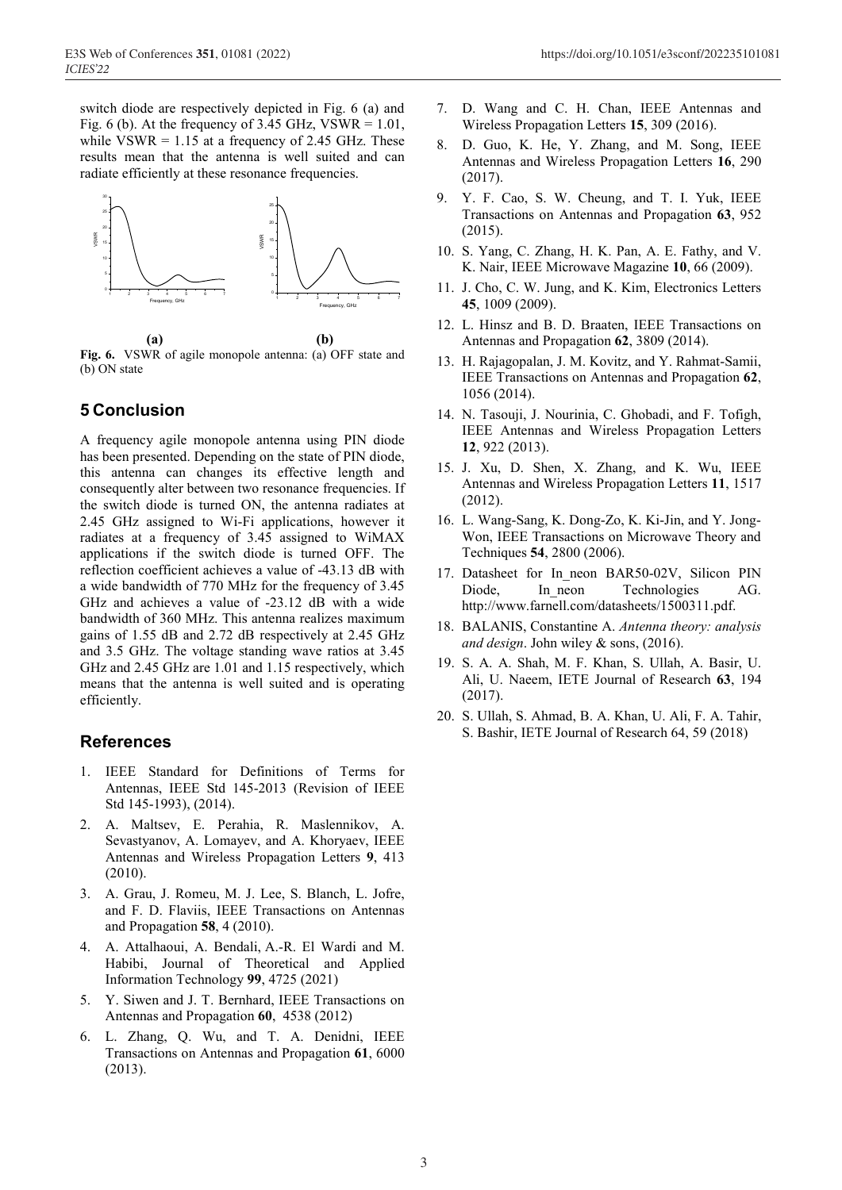switch diode are respectively depicted in Fig. 6 (a) and Fig. 6 (b). At the frequency of 3.45 GHz, VSWR = 1.01, while VSWR = 1.15 at a frequency of 2.45 GHz. These results mean that the antenna is well suited and can radiate efficiently at these resonance frequencies.

VSWR
Frequency, GHz

VSWR
Frequency, GHz

**(a)** **(b)**

**Fig. 6.** VSWR of agile monopole antenna: (a) OFF state and (b) ON state

## 5 Conclusion

A frequency agile monopole antenna using PIN diode has been presented. Depending on the state of PIN diode, this antenna can changes its effective length and consequently alter between two resonance frequencies. If the switch diode is turned ON, the antenna radiates at 2.45 GHz assigned to Wi-Fi applications, however it radiates at a frequency of 3.45 assigned to WiMAX applications if the switch diode is turned OFF. The reflection coefficient achieves a value of -43.13 dB with a wide bandwidth of 770 MHz for the frequency of 3.45 GHz and achieves a value of -23.12 dB with a wide bandwidth of 360 MHz. This antenna realizes maximum gains of 1.55 dB and 2.72 dB respectively at 2.45 GHz and 3.5 GHz. The voltage standing wave ratios at 3.45 GHz and 2.45 GHz are 1.01 and 1.15 respectively, which means that the antenna is well suited and is operating efficiently.

## References

1. IEEE Standard for Definitions of Terms for Antennas, IEEE Std 145-2013 (Revision of IEEE Std 145-1993), (2014).
2. A. Maltsev, E. Perahia, R. Maslennikov, A. Sevastyanov, A. Lomayev, and A. Khoryaev, IEEE Antennas and Wireless Propagation Letters **9**, 413 (2010).
3. A. Grau, J. Romeu, M. J. Lee, S. Blanch, L. Jofre, and F. D. Flaviis, IEEE Transactions on Antennas and Propagation **58**, 4 (2010).
4. A. Attalhaoui, A. Bendali, A.-R. El Wardi and M. Habibi, Journal of Theoretical and Applied Information Technology **99**, 4725 (2021)
5. Y. Siwen and J. T. Bernhard, IEEE Transactions on Antennas and Propagation **60**, 4538 (2012)
6. L. Zhang, Q. Wu, and T. A. Denidni, IEEE Transactions on Antennas and Propagation **61**, 6000 (2013).
7. D. Wang and C. H. Chan, IEEE Antennas and Wireless Propagation Letters **15**, 309 (2016).
8. D. Guo, K. He, Y. Zhang, and M. Song, IEEE Antennas and Wireless Propagation Letters **16**, 290 (2017).
9. Y. F. Cao, S. W. Cheung, and T. I. Yuk, IEEE Transactions on Antennas and Propagation **63**, 952 (2015).
10. S. Yang, C. Zhang, H. K. Pan, A. E. Fathy, and V. K. Nair, IEEE Microwave Magazine **10**, 66 (2009).
11. J. Cho, C. W. Jung, and K. Kim, Electronics Letters **45**, 1009 (2009).
12. L. Hinsz and B. D. Braaten, IEEE Transactions on Antennas and Propagation **62**, 3809 (2014).
13. H. Rajagopalan, J. M. Kovitz, and Y. Rahmat-Samii, IEEE Transactions on Antennas and Propagation **62**, 1056 (2014).
14. N. Tasouji, J. Nourinia, C. Ghobadi, and F. Tofigh, IEEE Antennas and Wireless Propagation Letters **12**, 922 (2013).
15. J. Xu, D. Shen, X. Zhang, and K. Wu, IEEE Antennas and Wireless Propagation Letters **11**, 1517 (2012).
16. L. Wang-Sang, K. Dong-Zo, K. Ki-Jin, and Y. Jong-Won, IEEE Transactions on Microwave Theory and Techniques **54**, 2800 (2006).
17. Datasheet for In_neon BAR50-02V, Silicon PIN Diode, In_neon Technologies AG. http://www.farnell.com/datasheets/1500311.pdf.
18. BALANIS, Constantine A. *Antenna theory: analysis and design*. John wiley & sons, (2016).
19. S. A. A. Shah, M. F. Khan, S. Ullah, A. Basir, U. Ali, U. Naeem, IETE Journal of Research **63**, 194 (2017).
20. S. Ullah, S. Ahmad, B. A. Khan, U. Ali, F. A. Tahir, S. Bashir, IETE Journal of Research 64, 59 (2018)